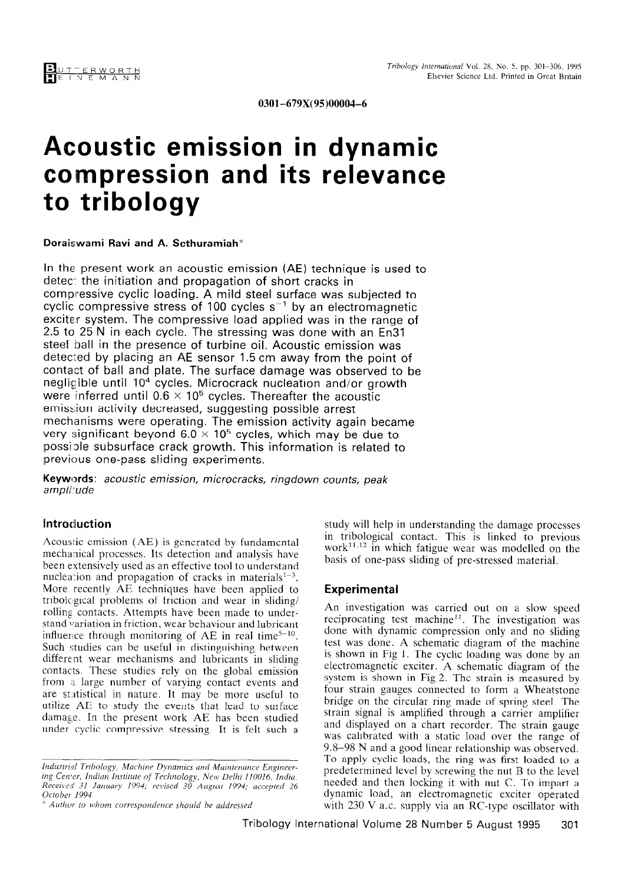0301-679X(95)00004-6

# Acoustic emission in dynamic compression and its relevance to tribology

**Doraiswami Ravi and A. Sethuramiah***

In the present work an acoustic emission (AE) technique is used to detect the initiation and propagation of short cracks in compressive cyclic loading. A mild steel surface was subjected to cyclic compressive stress of 100 cycles $s^{-1}$ by an electromagnetic exciter system. The compressive load applied was in the range of 2.5 to 25 N in each cycle. The stressing was done with an En31 steel ball in the presence of turbine oil. Acoustic emission was detected by placing an AE sensor 1.5 cm away from the point of contact of ball and plate. The surface damage was observed to be negligible until $10^4$ cycles. Microcrack nucleation and/or growth were inferred until $0.6 \times 10^5$ cycles. Thereafter the acoustic emission activity decreased, suggesting possible arrest mechanisms were operating. The emission activity again became very significant beyond $6.0 \times 10^5$ cycles, which may be due to possible subsurface crack growth. This information is related to previous one-pass sliding experiments.

**Keywords**: *acoustic emission, microcracks, ringdown counts, peak amplitude*

## Introduction

Acoustic emission (AE) is generated by fundamental mechanical processes. Its detection and analysis have been extensively used as an effective tool to understand nucleation and propagation of cracks in materials[1–3]. More recently AE techniques have been applied to tribological problems of friction and wear in sliding/rolling contacts. Attempts have been made to understand variation in friction, wear behaviour and lubricant influence through monitoring of AE in real time[5–10]. Such studies can be useful in distinguishing between different wear mechanisms and lubricants in sliding contacts. These studies rely on the global emission from a large number of varying contact events and are statistical in nature. It may be more useful to utilize AE to study the events that lead to surface damage. In the present work AE has been studied under cyclic compressive stressing. It is felt such a study will help in understanding the damage processes in tribological contact. This is linked to previous work[11,12] in which fatigue wear was modelled on the basis of one-pass sliding of pre-stressed material.

## Experimental

An investigation was carried out on a slow speed reciprocating test machine[11]. The investigation was done with dynamic compression only and no sliding test was done. A schematic diagram of the machine is shown in Fig 1. The cyclic loading was done by an electromagnetic exciter. A schematic diagram of the system is shown in Fig 2. The strain is measured by four strain gauges connected to form a Wheatstone bridge on the circular ring made of spring steel. The strain signal is amplified through a carrier amplifier and displayed on a chart recorder. The strain gauge was calibrated with a static load over the range of 9.8–98 N and a good linear relationship was observed. To apply cyclic loads, the ring was first loaded to a predetermined level by screwing the nut B to the level needed and then locking it with nut C. To impart a dynamic load, an electromagnetic exciter operated with 230 V a.c. supply via an RC-type oscillator with

*Industrial Tribology, Machine Dynamics and Maintenance Engineering Center, Indian Institute of Technology, New Delhi 110016, India. Received 31 January 1994; revised 30 August 1994; accepted 26 October 1994*

* Author to whom correspondence should be addressed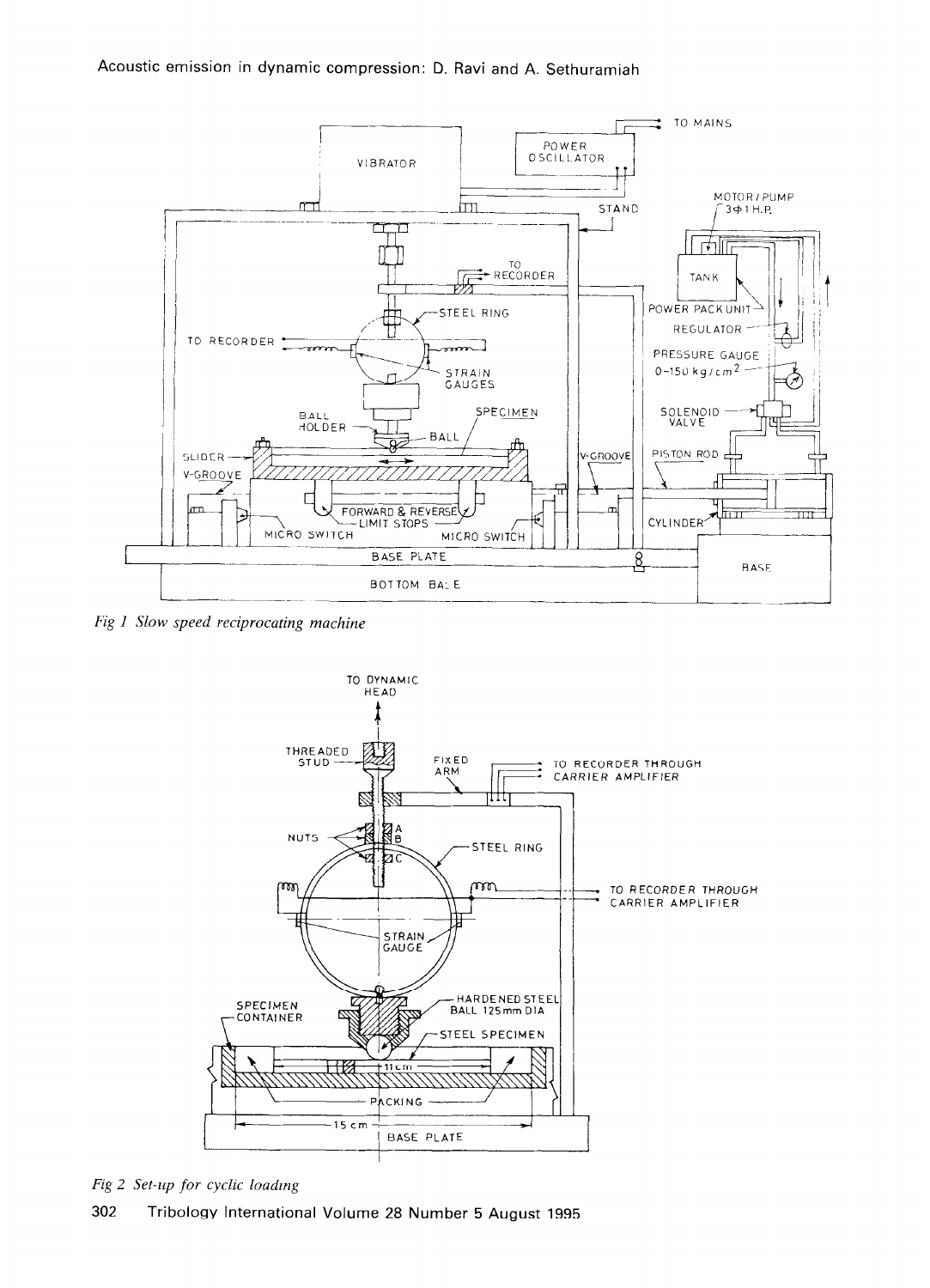*Fig 1 Slow speed reciprocating machine*

*Fig 2 Set-up for cyclic loading*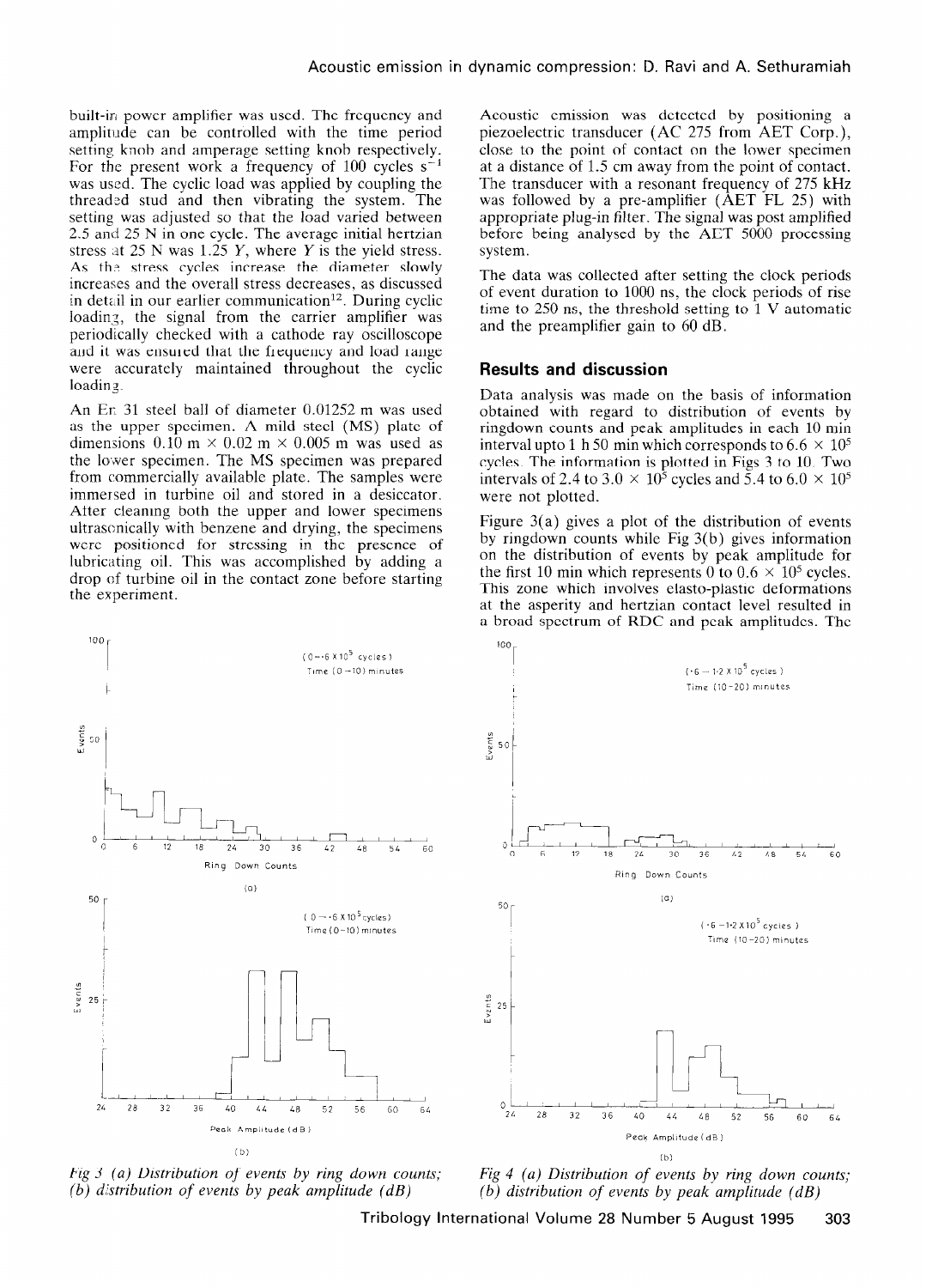built-in power amplifier was used. The frequency and amplitude can be controlled with the time period setting knob and amperage setting knob respectively. For the present work a frequency of 100 cycles $s^{-1}$ was used. The cyclic load was applied by coupling the threaded stud and then vibrating the system. The setting was adjusted so that the load varied between 2.5 and 25 N in one cycle. The average initial hertzian stress at 25 N was 1.25 $Y$, where $Y$ is the yield stress. As the stress cycles increase the diameter slowly increases and the overall stress decreases, as discussed in detail in our earlier communication[12]. During cyclic loading, the signal from the carrier amplifier was periodically checked with a cathode ray oscilloscope and it was ensured that the frequency and load range were accurately maintained throughout the cyclic loading.

An En 31 steel ball of diameter 0.01252 m was used as the upper specimen. A mild steel (MS) plate of dimensions 0.10 m × 0.02 m × 0.005 m was used as the lower specimen. The MS specimen was prepared from commercially available plate. The samples were immersed in turbine oil and stored in a desiccator. After cleaning both the upper and lower specimens ultrasonically with benzene and drying, the specimens were positioned for stressing in the presence of lubricating oil. This was accomplished by adding a drop of turbine oil in the contact zone before starting the experiment.

Acoustic emission was detected by positioning a piezoelectric transducer (AC 275 from AET Corp.), close to the point of contact on the lower specimen at a distance of 1.5 cm away from the point of contact. The transducer with a resonant frequency of 275 kHz was followed by a pre-amplifier (AET FL 25) with appropriate plug-in filter. The signal was post amplified before being analysed by the AET 5000 processing system.

The data was collected after setting the clock periods of event duration to 1000 ns, the clock periods of rise time to 250 ns, the threshold setting to 1 V automatic and the preamplifier gain to 60 dB.

## Results and discussion

Data analysis was made on the basis of information obtained with regard to distribution of events by ringdown counts and peak amplitudes in each 10 min interval upto 1 h 50 min which corresponds to $6.6 \times 10^5$ cycles. The information is plotted in Figs 3 to 10. Two intervals of 2.4 to $3.0 \times 10^5$ cycles and 5.4 to $6.0 \times 10^5$ were not plotted.

Figure 3(a) gives a plot of the distribution of events by ringdown counts while Fig 3(b) gives information on the distribution of events by peak amplitude for the first 10 min which represents 0 to $0.6 \times 10^5$ cycles. This zone which involves elasto-plastic deformations at the asperity and hertzian contact level resulted in a broad spectrum of RDC and peak amplitudes. The

Fig 3 (a) Distribution of events by ring down counts; (b) distribution of events by peak amplitude (dB)

Fig 4 (a) Distribution of events by ring down counts; (b) distribution of events by peak amplitude (dB)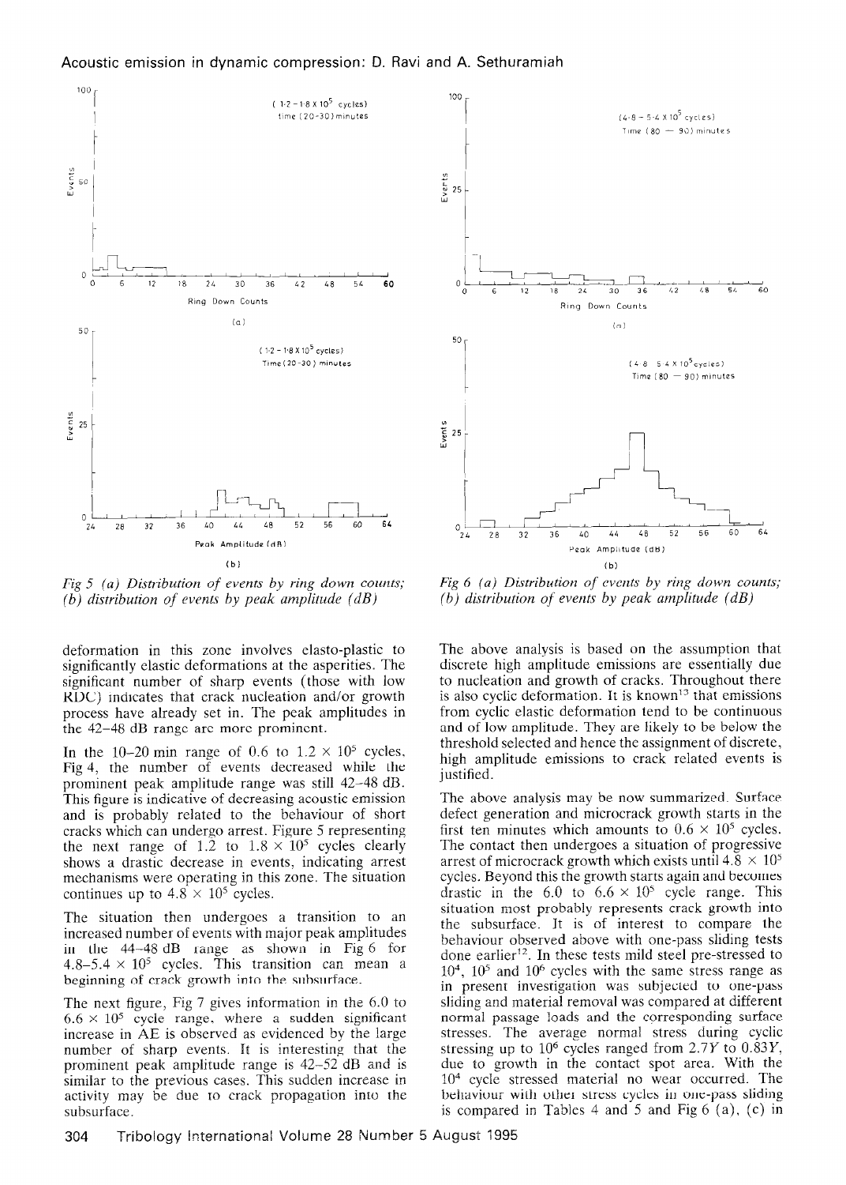*Fig 5 (a) Distribution of events by ring down counts; (b) distribution of events by peak amplitude (dB)*

*Fig 6 (a) Distribution of events by ring down counts; (b) distribution of events by peak amplitude (dB)*

deformation in this zone involves elasto-plastic to significantly elastic deformations at the asperities. The significant number of sharp events (those with low RDC) indicates that crack nucleation and/or growth process have already set in. The peak amplitudes in the 42–48 dB range are more prominent.

In the 10–20 min range of 0.6 to $1.2 \times 10^5$ cycles, Fig 4, the number of events decreased while the prominent peak amplitude range was still 42–48 dB. This figure is indicative of decreasing acoustic emission and is probably related to the behaviour of short cracks which can undergo arrest. Figure 5 representing the next range of 1.2 to $1.8 \times 10^5$ cycles clearly shows a drastic decrease in events, indicating arrest mechanisms were operating in this zone. The situation continues up to $4.8 \times 10^5$ cycles.

The situation then undergoes a transition to an increased number of events with major peak amplitudes in the 44–48 dB range as shown in Fig 6 for 4.8–$5.4 \times 10^5$ cycles. This transition can mean a beginning of crack growth into the subsurface.

The next figure, Fig 7 gives information in the 6.0 to $6.6 \times 10^5$ cycle range, where a sudden significant increase in AE is observed as evidenced by the large number of sharp events. It is interesting that the prominent peak amplitude range is 42–52 dB and is similar to the previous cases. This sudden increase in activity may be due to crack propagation into the subsurface.

The above analysis is based on the assumption that discrete high amplitude emissions are essentially due to nucleation and growth of cracks. Throughout there is also cyclic deformation. It is known[13] that emissions from cyclic elastic deformation tend to be continuous and of low amplitude. They are likely to be below the threshold selected and hence the assignment of discrete, high amplitude emissions to crack related events is justified.

The above analysis may be now summarized. Surface defect generation and microcrack growth starts in the first ten minutes which amounts to $0.6 \times 10^5$ cycles. The contact then undergoes a situation of progressive arrest of microcrack growth which exists until $4.8 \times 10^5$ cycles. Beyond this the growth starts again and becomes drastic in the 6.0 to $6.6 \times 10^5$ cycle range. This situation most probably represents crack growth into the subsurface. It is of interest to compare the behaviour observed above with one-pass sliding tests done earlier[12]. In these tests mild steel pre-stressed to $10^4$, $10^5$ and $10^6$ cycles with the same stress range as in present investigation was subjected to one-pass sliding and material removal was compared at different normal passage loads and the corresponding surface stresses. The average normal stress during cyclic stressing up to $10^6$ cycles ranged from $2.7Y$ to $0.83Y$, due to growth in the contact spot area. With the $10^4$ cycle stressed material no wear occurred. The behaviour with other stress cycles in one-pass sliding is compared in Tables 4 and 5 and Fig 6 (a), (c) in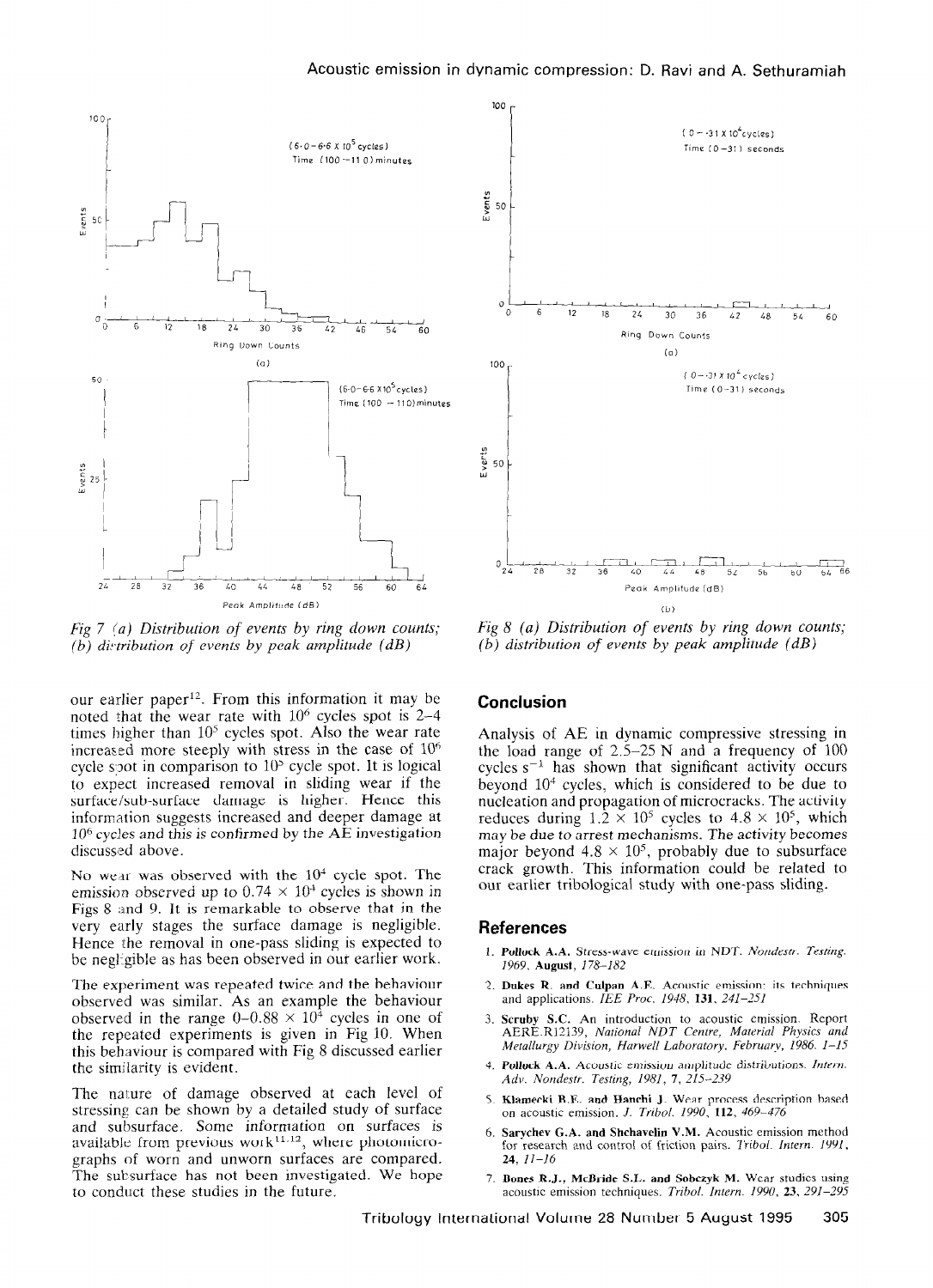Fig 7 (a) Distribution of events by ring down counts; (b) distribution of events by peak amplitude (dB)

Fig 8 (a) Distribution of events by ring down counts; (b) distribution of events by peak amplitude (dB)

our earlier paper[12]. From this information it may be noted that the wear rate with $10^6$ cycles spot is 2–4 times higher than $10^5$ cycles spot. Also the wear rate increased more steeply with stress in the case of $10^6$ cycle spot in comparison to $10^5$ cycle spot. It is logical to expect increased removal in sliding wear if the surface/sub-surface damage is higher. Hence this information suggests increased and deeper damage at $10^6$ cycles and this is confirmed by the AE investigation discussed above.

No wear was observed with the $10^4$ cycle spot. The emission observed up to $0.74 \times 10^4$ cycles is shown in Figs 8 and 9. It is remarkable to observe that in the very early stages the surface damage is negligible. Hence the removal in one-pass sliding is expected to be negligible as has been observed in our earlier work.

The experiment was repeated twice and the behaviour observed was similar. As an example the behaviour observed in the range $0–0.88 \times 10^4$ cycles in one of the repeated experiments is given in Fig 10. When this behaviour is compared with Fig 8 discussed earlier the similarity is evident.

The nature of damage observed at each level of stressing can be shown by a detailed study of surface and subsurface. Some information on surfaces is available from previous work[11,12], where photomicrographs of worn and unworn surfaces are compared. The subsurface has not been investigated. We hope to conduct these studies in the future.

## Conclusion

Analysis of AE in dynamic compressive stressing in the load range of 2.5–25 N and a frequency of 100 cycles $s^{-1}$ has shown that significant activity occurs beyond $10^4$ cycles, which is considered to be due to nucleation and propagation of microcracks. The activity reduces during $1.2 \times 10^5$ cycles to $4.8 \times 10^5$, which may be due to arrest mechanisms. The activity becomes major beyond $4.8 \times 10^5$, probably due to subsurface crack growth. This information could be related to our earlier tribological study with one-pass sliding.

## References

1. **Pollock A.A.** Stress-wave emission in NDT. *Nondestr. Testing. 1969*, **August**, *178–182*
2. **Dukes R. and Culpan A.E.** Acoustic emission: its techniques and applications. *IEE Proc. 1948*, **131**, *241–251*
3. **Scruby S.C.** An introduction to acoustic emission. Report AERE.R12139, *National NDT Centre, Material Physics and Metallurgy Division, Harwell Laboratory, February, 1986. 1–15*
4. **Pollock A.A.** Acoustic emission amplitude distributions. *Intern. Adv. Nondestr. Testing, 1981*, **7**, *215–239*
5. **Klamecki B.E. and Hanchi J.** Wear process description based on acoustic emission. *J. Tribol. 1990*, **112**, *469–476*
6. **Sarychev G.A. and Shchavelin V.M.** Acoustic emission method for research and control of friction pairs. *Tribol. Intern. 1991*, **24**, *11–16*
7. **Bones R.J., McBride S.L. and Sobczyk M.** Wear studies using acoustic emission techniques. *Tribol. Intern. 1990*, **23**, *291–295*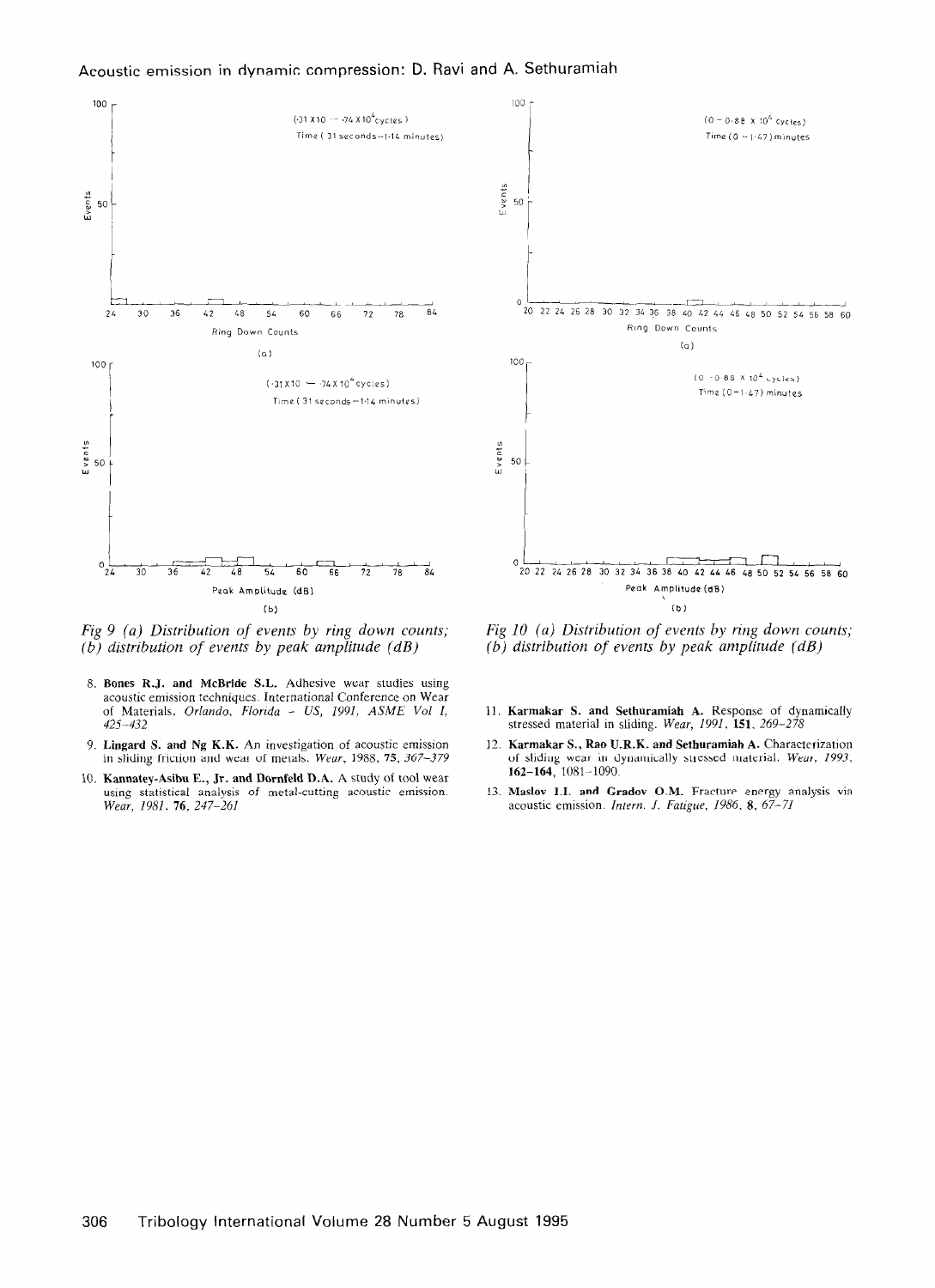Events

100

50

(·31 X 10 — ·74 X 10⁴ cycles)
Time (31 seconds–1·14 minutes)

24 30 36 42 48 54 60 66 72 78 84

Ring Down Counts

(a)

Events

100

50

0

(·31 X 10 — ·74 X 10⁴ cycles)
Time (31 seconds–1·14 minutes)

24 30 36 42 48 54 60 66 72 78 84

Peak Amplitude (dB)

(b)

*Fig 9 (a) Distribution of events by ring down counts; (b) distribution of events by peak amplitude (dB)*

Events

100

50

0

(0 – 0·88 X 10⁴ cycles)
Time (0 – 1·47) minutes

20 22 24 26 28 30 32 34 36 38 40 42 44 46 48 50 52 54 56 58 60

Ring Down Counts

(a)

Events

100

50

0

(0 – 0·88 X 10⁴ cycles)
Time (0 – 1·47) minutes

20 22 24 26 28 30 32 34 36 38 40 42 44 46 48 50 52 54 56 58 60

Peak Amplitude (dB)

(b)

*Fig 10 (a) Distribution of events by ring down counts; (b) distribution of events by peak amplitude (dB)*

8. **Bones R.J. and McBride S.L.** Adhesive wear studies using acoustic emission techniques. International Conference on Wear of Materials, *Orlando, Florida – US, 1991, ASME Vol I, 425–432*
9. **Lingard S. and Ng K.K.** An investigation of acoustic emission in sliding friction and wear of metals. *Wear,* 1988, **75**, *367–379*
10. **Kannatey-Asibu E., Jr. and Dornfeld D.A.** A study of tool wear using statistical analysis of metal-cutting acoustic emission. *Wear, 1981*, **76**, *247–261*
11. **Karmakar S. and Sethuramiah A.** Response of dynamically stressed material in sliding. *Wear, 1991*, **151**, *269–278*
12. **Karmakar S., Rao U.R.K. and Sethuramiah A.** Characterization of sliding wear in dynamically stressed material. *Wear, 1993*, **162–164**, 1081–1090.
13. **Maslov I.I. and Gradov O.M.** Fracture energy analysis via acoustic emission. *Intern. J. Fatigue, 1986*, **8**, *67–71*